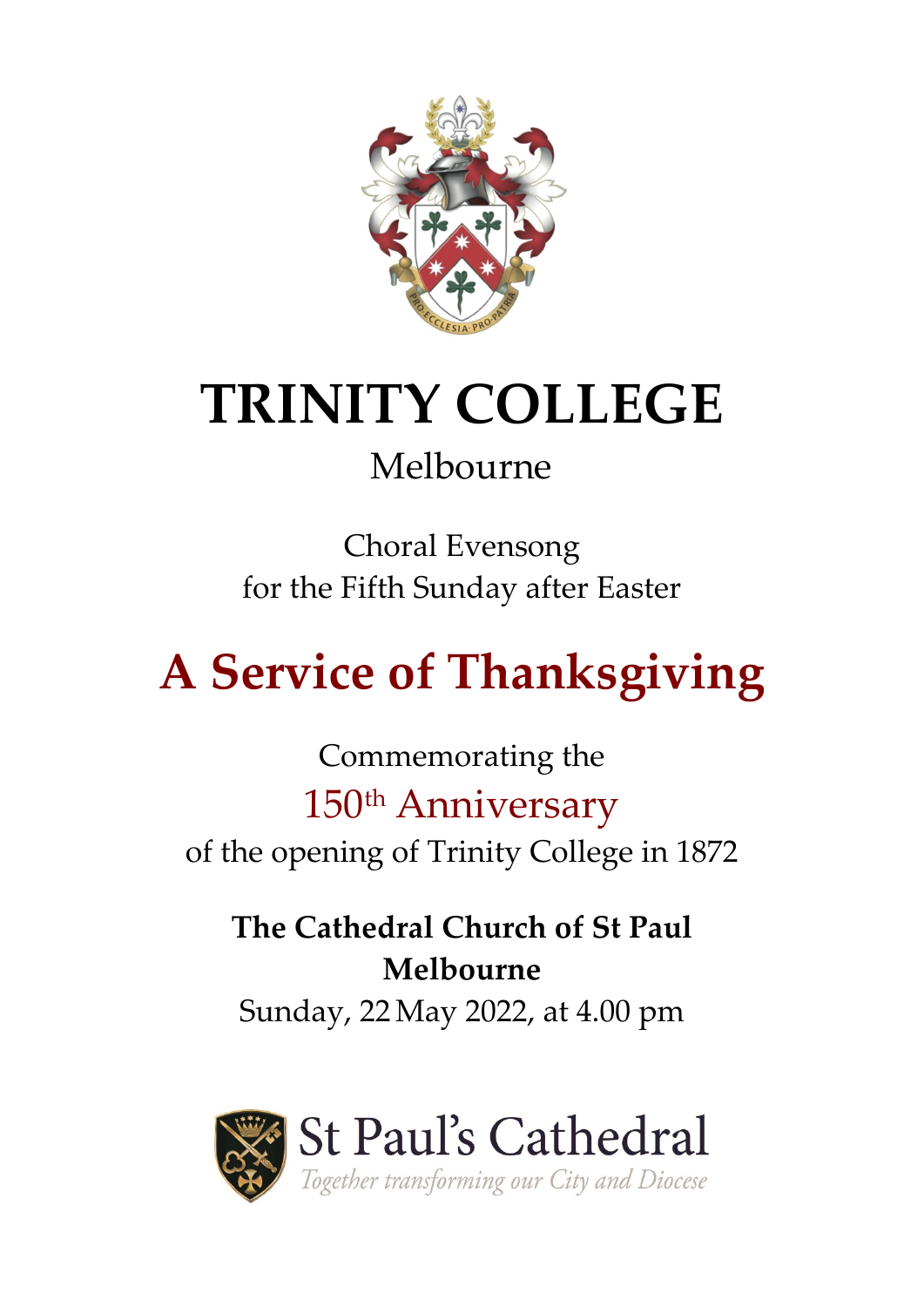# TRINITY COLLEGE

Melbourne

Choral Evensong
for the Fifth Sunday after Easter

## A Service of Thanksgiving

Commemorating the
150th Anniversary
of the opening of Trinity College in 1872

**The Cathedral Church of St Paul**
**Melbourne**
Sunday, 22 May 2022, at 4.00 pm

St Paul's Cathedral
*Together transforming our City and Diocese*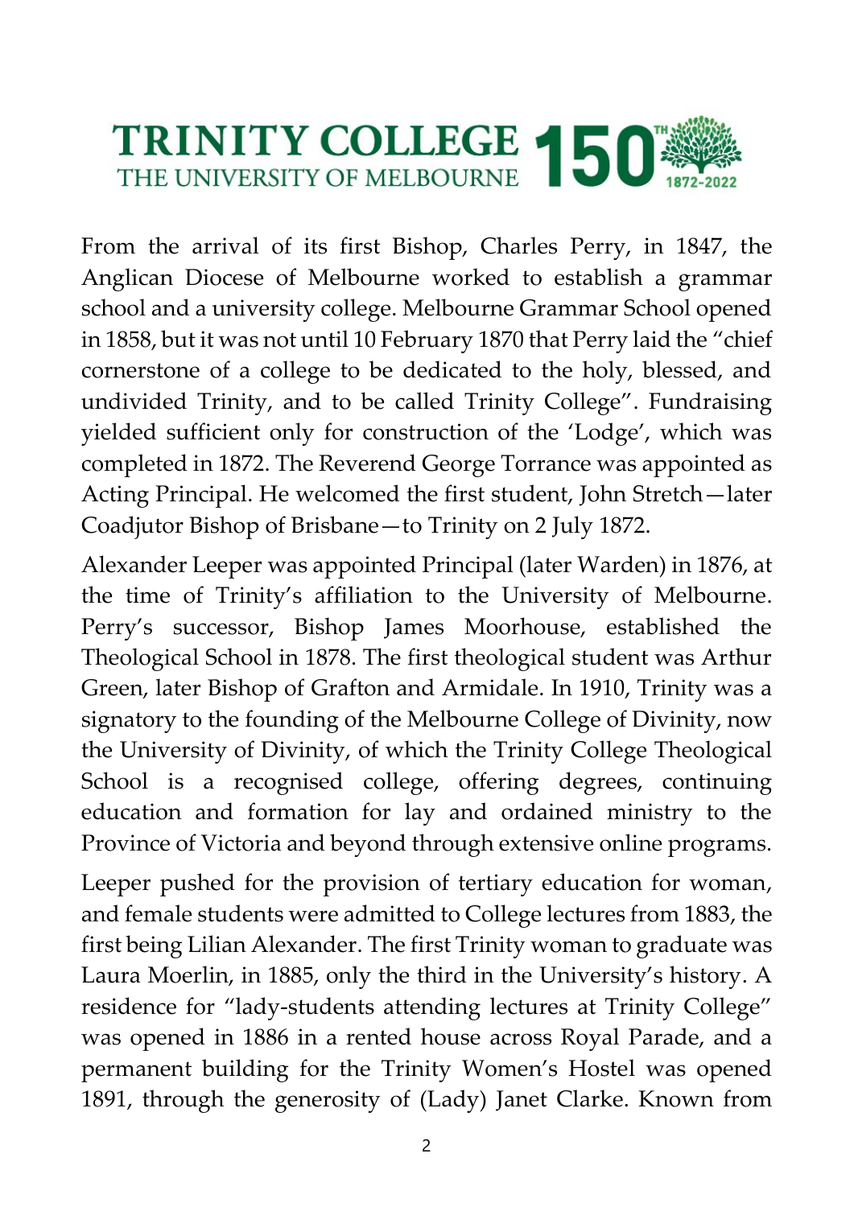From the arrival of its first Bishop, Charles Perry, in 1847, the Anglican Diocese of Melbourne worked to establish a grammar school and a university college. Melbourne Grammar School opened in 1858, but it was not until 10 February 1870 that Perry laid the "chief cornerstone of a college to be dedicated to the holy, blessed, and undivided Trinity, and to be called Trinity College". Fundraising yielded sufficient only for construction of the 'Lodge', which was completed in 1872. The Reverend George Torrance was appointed as Acting Principal. He welcomed the first student, John Stretch—later Coadjutor Bishop of Brisbane—to Trinity on 2 July 1872.

Alexander Leeper was appointed Principal (later Warden) in 1876, at the time of Trinity's affiliation to the University of Melbourne. Perry's successor, Bishop James Moorhouse, established the Theological School in 1878. The first theological student was Arthur Green, later Bishop of Grafton and Armidale. In 1910, Trinity was a signatory to the founding of the Melbourne College of Divinity, now the University of Divinity, of which the Trinity College Theological School is a recognised college, offering degrees, continuing education and formation for lay and ordained ministry to the Province of Victoria and beyond through extensive online programs.

Leeper pushed for the provision of tertiary education for woman, and female students were admitted to College lectures from 1883, the first being Lilian Alexander. The first Trinity woman to graduate was Laura Moerlin, in 1885, only the third in the University's history. A residence for "lady-students attending lectures at Trinity College" was opened in 1886 in a rented house across Royal Parade, and a permanent building for the Trinity Women's Hostel was opened 1891, through the generosity of (Lady) Janet Clarke. Known from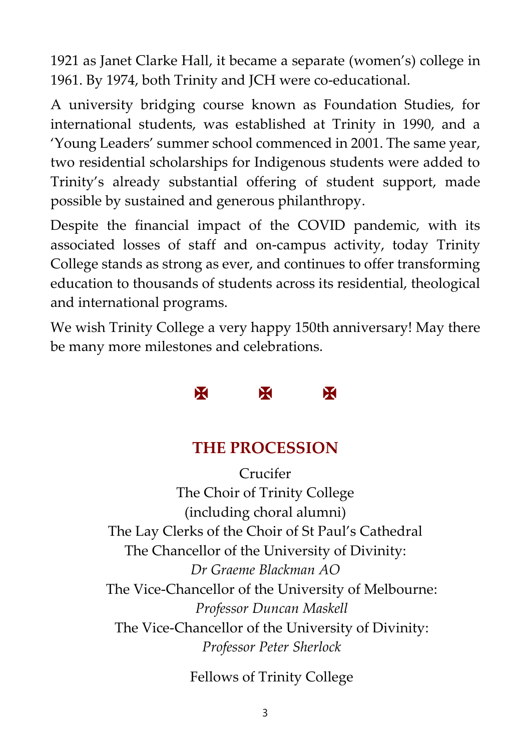1921 as Janet Clarke Hall, it became a separate (women's) college in 1961. By 1974, both Trinity and JCH were co-educational.

A university bridging course known as Foundation Studies, for international students, was established at Trinity in 1990, and a 'Young Leaders' summer school commenced in 2001. The same year, two residential scholarships for Indigenous students were added to Trinity's already substantial offering of student support, made possible by sustained and generous philanthropy.

Despite the financial impact of the COVID pandemic, with its associated losses of staff and on-campus activity, today Trinity College stands as strong as ever, and continues to offer transforming education to thousands of students across its residential, theological and international programs.

We wish Trinity College a very happy 150th anniversary! May there be many more milestones and celebrations.

✠ ✠ ✠

## THE PROCESSION

Crucifer
The Choir of Trinity College
(including choral alumni)
The Lay Clerks of the Choir of St Paul's Cathedral
The Chancellor of the University of Divinity:
*Dr Graeme Blackman AO*
The Vice-Chancellor of the University of Melbourne:
*Professor Duncan Maskell*
The Vice-Chancellor of the University of Divinity:
*Professor Peter Sherlock*

Fellows of Trinity College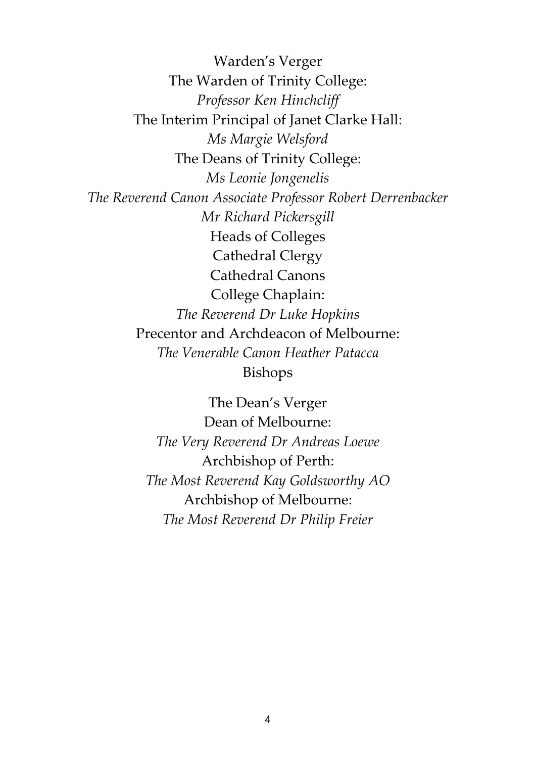Warden's Verger

The Warden of Trinity College:
*Professor Ken Hinchcliff*

The Interim Principal of Janet Clarke Hall:
*Ms Margie Welsford*

The Deans of Trinity College:
*Ms Leonie Jongenelis*
*The Reverend Canon Associate Professor Robert Derrenbacker*
*Mr Richard Pickersgill*

Heads of Colleges

Cathedral Clergy

Cathedral Canons

College Chaplain:
*The Reverend Dr Luke Hopkins*

Precentor and Archdeacon of Melbourne:
*The Venerable Canon Heather Patacca*

Bishops

The Dean's Verger

Dean of Melbourne:
*The Very Reverend Dr Andreas Loewe*

Archbishop of Perth:
*The Most Reverend Kay Goldsworthy AO*

Archbishop of Melbourne:
*The Most Reverend Dr Philip Freier*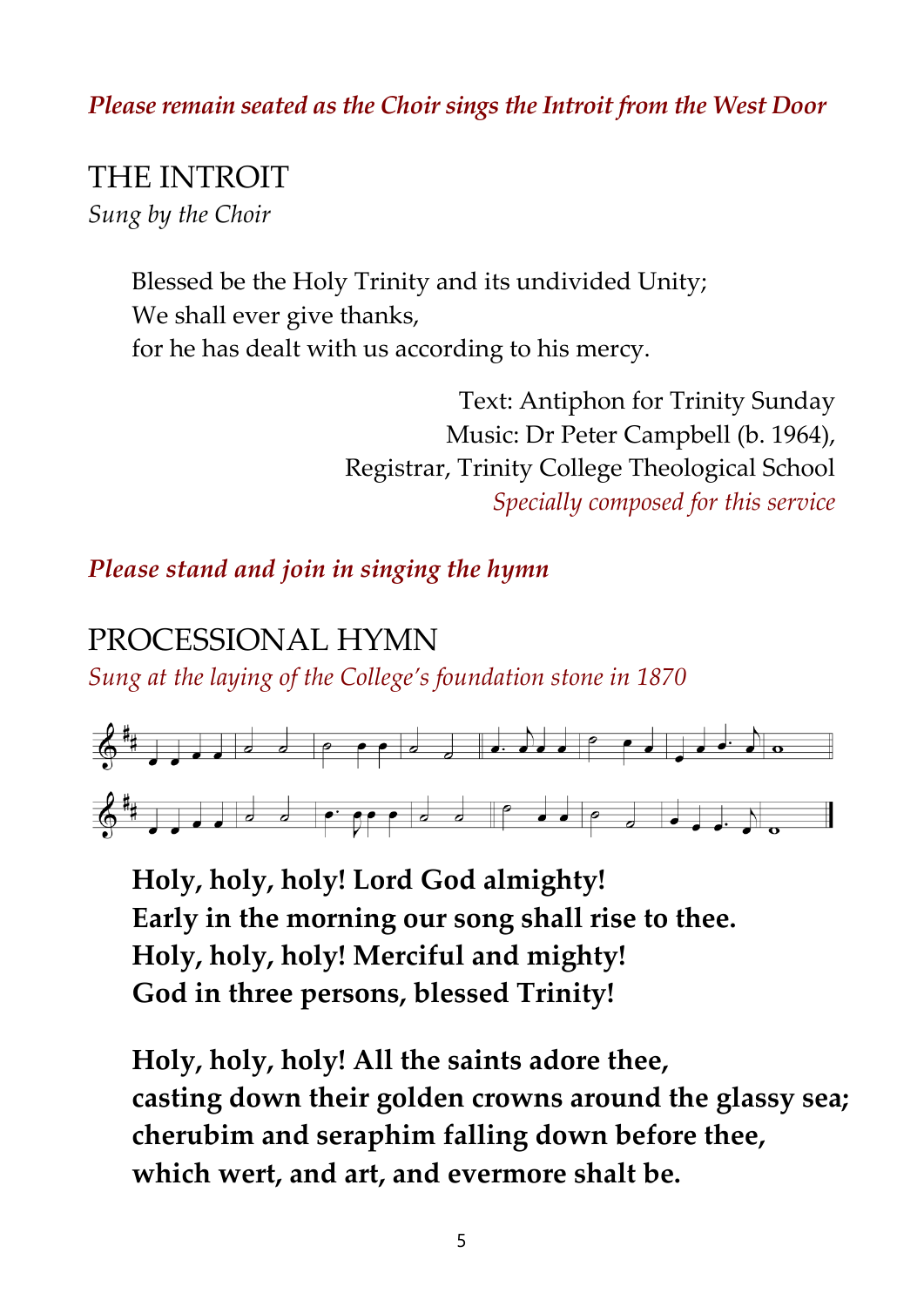***Please remain seated as the Choir sings the Introit from the West Door***

## THE INTROIT

*Sung by the Choir*

> Blessed be the Holy Trinity and its undivided Unity;
> We shall ever give thanks,
> for he has dealt with us according to his mercy.

Text: Antiphon for Trinity Sunday
Music: Dr Peter Campbell (b. 1964),
Registrar, Trinity College Theological School
*Specially composed for this service*

***Please stand and join in singing the hymn***

## PROCESSIONAL HYMN

*Sung at the laying of the College's foundation stone in 1870*

**Holy, holy, holy! Lord God almighty!**
**Early in the morning our song shall rise to thee.**
**Holy, holy, holy! Merciful and mighty!**
**God in three persons, blessed Trinity!**

**Holy, holy, holy! All the saints adore thee,**
**casting down their golden crowns around the glassy sea;**
**cherubim and seraphim falling down before thee,**
**which wert, and art, and evermore shalt be.**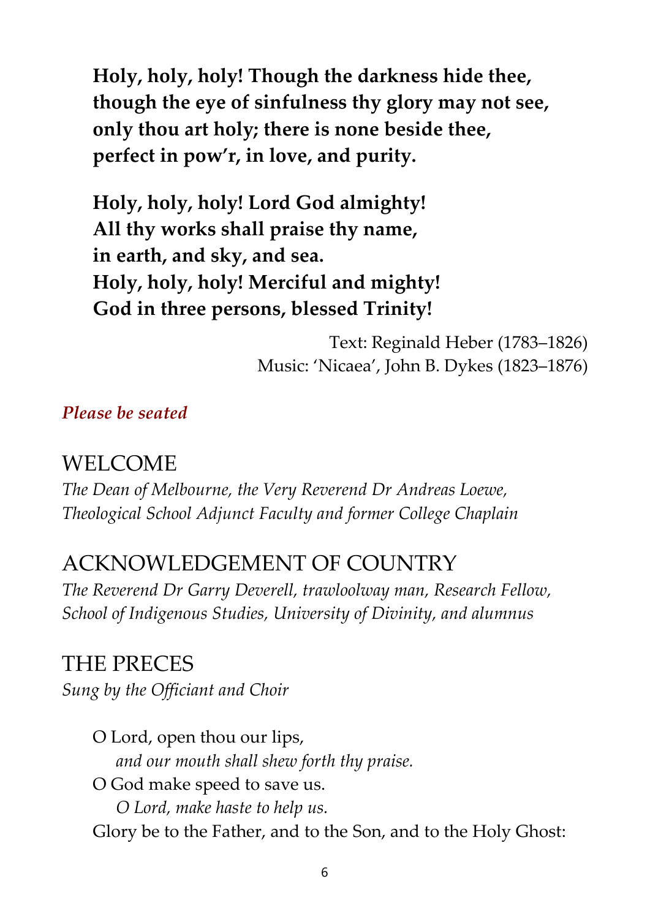**Holy, holy, holy! Though the darkness hide thee,**
**though the eye of sinfulness thy glory may not see,**
**only thou art holy; there is none beside thee,**
**perfect in pow'r, in love, and purity.**

**Holy, holy, holy! Lord God almighty!**
**All thy works shall praise thy name,**
**in earth, and sky, and sea.**
**Holy, holy, holy! Merciful and mighty!**
**God in three persons, blessed Trinity!**

Text: Reginald Heber (1783–1826)
Music: 'Nicaea', John B. Dykes (1823–1876)

***Please be seated***

## WELCOME

*The Dean of Melbourne, the Very Reverend Dr Andreas Loewe, Theological School Adjunct Faculty and former College Chaplain*

## ACKNOWLEDGEMENT OF COUNTRY

*The Reverend Dr Garry Deverell, trawloolway man, Research Fellow, School of Indigenous Studies, University of Divinity, and alumnus*

## THE PRECES

*Sung by the Officiant and Choir*

O Lord, open thou our lips,
*and our mouth shall shew forth thy praise.*
O God make speed to save us.
*O Lord, make haste to help us.*
Glory be to the Father, and to the Son, and to the Holy Ghost: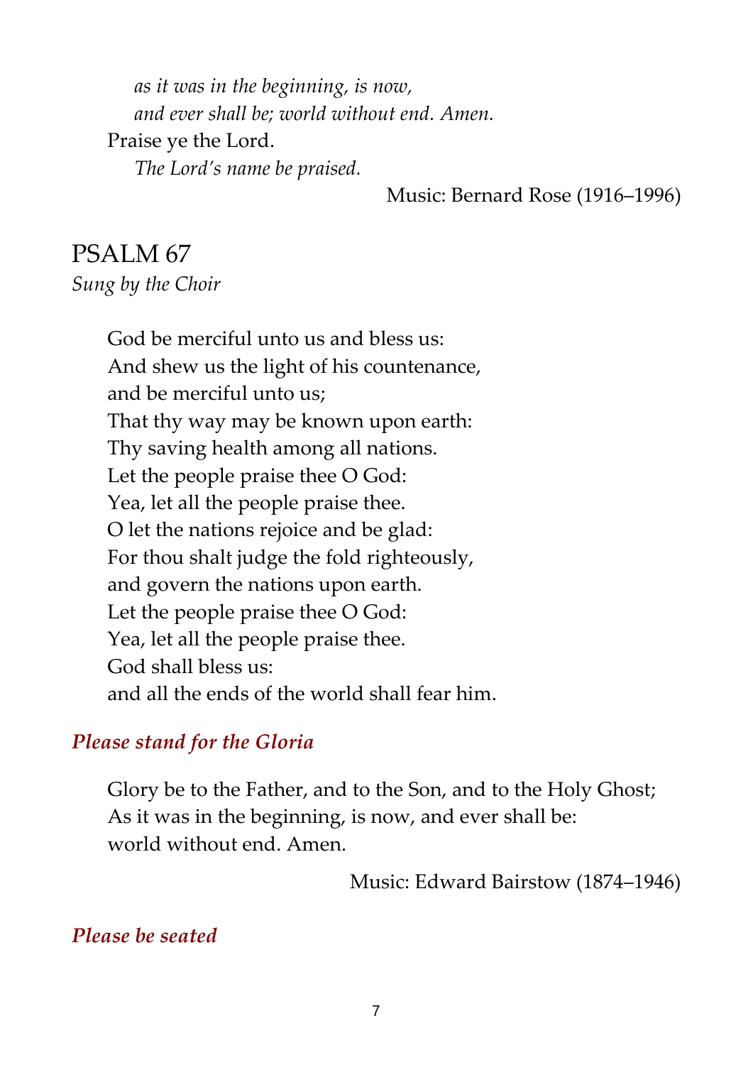*as it was in the beginning, is now,*
*and ever shall be; world without end. Amen.*
Praise ye the Lord.
*The Lord's name be praised.*

Music: Bernard Rose (1916–1996)

## PSALM 67

*Sung by the Choir*

God be merciful unto us and bless us:
And shew us the light of his countenance,
and be merciful unto us;
That thy way may be known upon earth:
Thy saving health among all nations.
Let the people praise thee O God:
Yea, let all the people praise thee.
O let the nations rejoice and be glad:
For thou shalt judge the fold righteously,
and govern the nations upon earth.
Let the people praise thee O God:
Yea, let all the people praise thee.
God shall bless us:
and all the ends of the world shall fear him.

***Please stand for the Gloria***

Glory be to the Father, and to the Son, and to the Holy Ghost;
As it was in the beginning, is now, and ever shall be:
world without end. Amen.

Music: Edward Bairstow (1874–1946)

***Please be seated***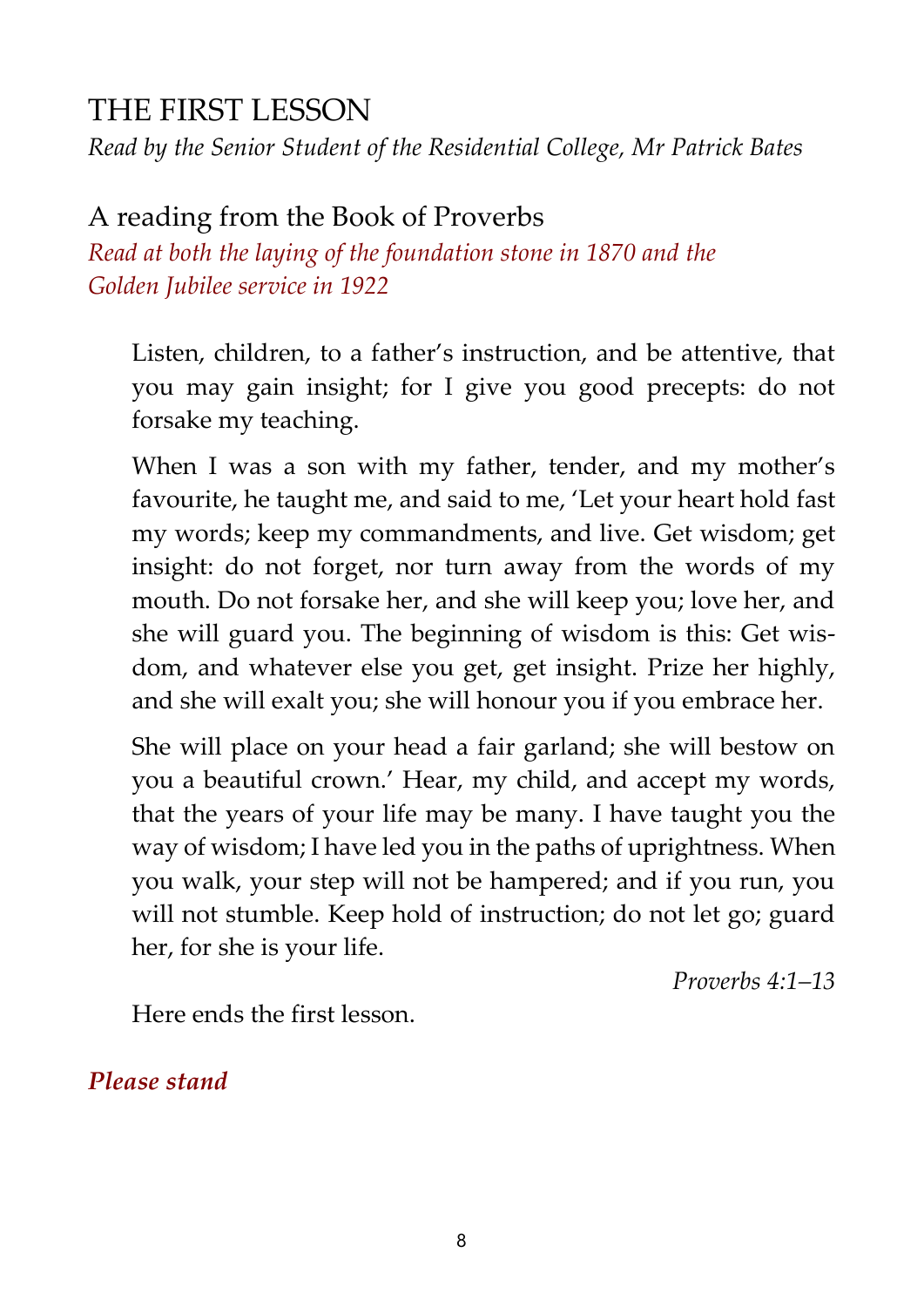## THE FIRST LESSON

*Read by the Senior Student of the Residential College, Mr Patrick Bates*

### A reading from the Book of Proverbs

*Read at both the laying of the foundation stone in 1870 and the Golden Jubilee service in 1922*

Listen, children, to a father's instruction, and be attentive, that you may gain insight; for I give you good precepts: do not forsake my teaching.

When I was a son with my father, tender, and my mother's favourite, he taught me, and said to me, 'Let your heart hold fast my words; keep my commandments, and live. Get wisdom; get insight: do not forget, nor turn away from the words of my mouth. Do not forsake her, and she will keep you; love her, and she will guard you. The beginning of wisdom is this: Get wisdom, and whatever else you get, get insight. Prize her highly, and she will exalt you; she will honour you if you embrace her.

She will place on your head a fair garland; she will bestow on you a beautiful crown.' Hear, my child, and accept my words, that the years of your life may be many. I have taught you the way of wisdom; I have led you in the paths of uprightness. When you walk, your step will not be hampered; and if you run, you will not stumble. Keep hold of instruction; do not let go; guard her, for she is your life.

*Proverbs 4:1–13*

Here ends the first lesson.

***Please stand***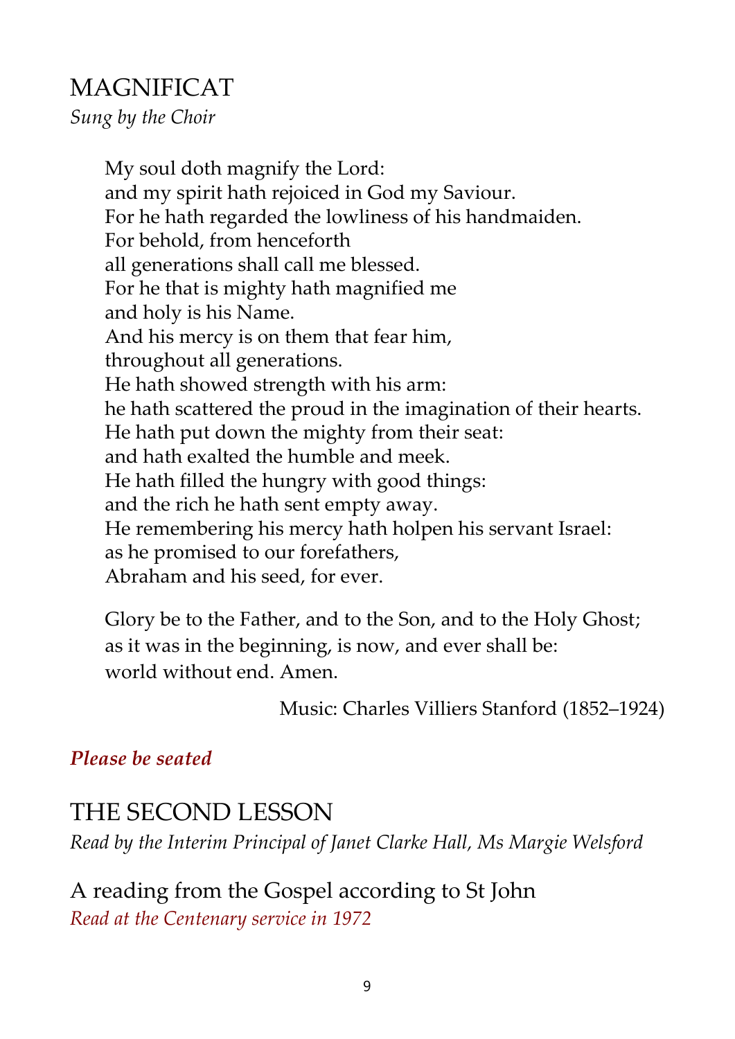## MAGNIFICAT

*Sung by the Choir*

My soul doth magnify the Lord:
and my spirit hath rejoiced in God my Saviour.
For he hath regarded the lowliness of his handmaiden.
For behold, from henceforth
all generations shall call me blessed.
For he that is mighty hath magnified me
and holy is his Name.
And his mercy is on them that fear him,
throughout all generations.
He hath showed strength with his arm:
he hath scattered the proud in the imagination of their hearts.
He hath put down the mighty from their seat:
and hath exalted the humble and meek.
He hath filled the hungry with good things:
and the rich he hath sent empty away.
He remembering his mercy hath holpen his servant Israel:
as he promised to our forefathers,
Abraham and his seed, for ever.

Glory be to the Father, and to the Son, and to the Holy Ghost;
as it was in the beginning, is now, and ever shall be:
world without end. Amen.

Music: Charles Villiers Stanford (1852–1924)

***Please be seated***

## THE SECOND LESSON

*Read by the Interim Principal of Janet Clarke Hall, Ms Margie Welsford*

### A reading from the Gospel according to St John

*Read at the Centenary service in 1972*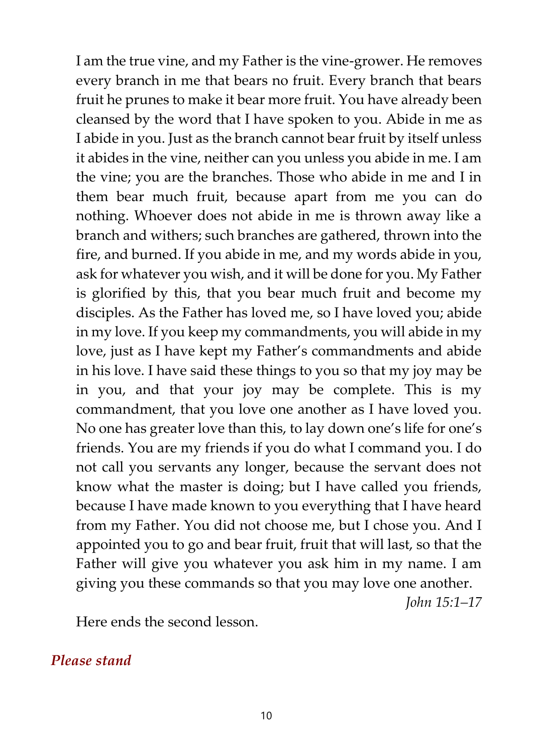I am the true vine, and my Father is the vine-grower. He removes every branch in me that bears no fruit. Every branch that bears fruit he prunes to make it bear more fruit. You have already been cleansed by the word that I have spoken to you. Abide in me as I abide in you. Just as the branch cannot bear fruit by itself unless it abides in the vine, neither can you unless you abide in me. I am the vine; you are the branches. Those who abide in me and I in them bear much fruit, because apart from me you can do nothing. Whoever does not abide in me is thrown away like a branch and withers; such branches are gathered, thrown into the fire, and burned. If you abide in me, and my words abide in you, ask for whatever you wish, and it will be done for you. My Father is glorified by this, that you bear much fruit and become my disciples. As the Father has loved me, so I have loved you; abide in my love. If you keep my commandments, you will abide in my love, just as I have kept my Father's commandments and abide in his love. I have said these things to you so that my joy may be in you, and that your joy may be complete. This is my commandment, that you love one another as I have loved you. No one has greater love than this, to lay down one's life for one's friends. You are my friends if you do what I command you. I do not call you servants any longer, because the servant does not know what the master is doing; but I have called you friends, because I have made known to you everything that I have heard from my Father. You did not choose me, but I chose you. And I appointed you to go and bear fruit, fruit that will last, so that the Father will give you whatever you ask him in my name. I am giving you these commands so that you may love one another.

*John 15:1–17*

Here ends the second lesson.

***Please stand***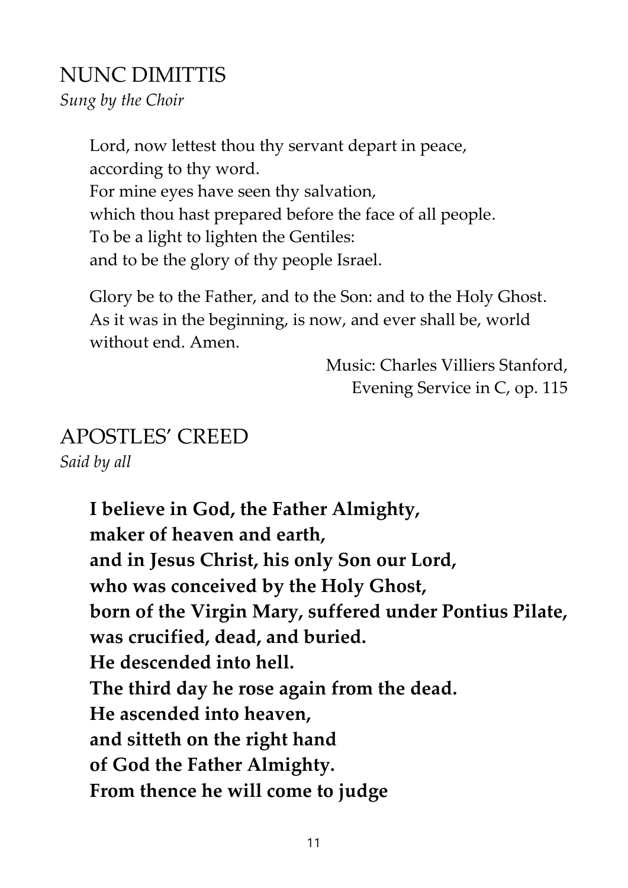## NUNC DIMITTIS

*Sung by the Choir*

Lord, now lettest thou thy servant depart in peace,
according to thy word.
For mine eyes have seen thy salvation,
which thou hast prepared before the face of all people.
To be a light to lighten the Gentiles:
and to be the glory of thy people Israel.

Glory be to the Father, and to the Son: and to the Holy Ghost.
As it was in the beginning, is now, and ever shall be, world without end. Amen.

Music: Charles Villiers Stanford,
Evening Service in C, op. 115

## APOSTLES' CREED

*Said by all*

**I believe in God, the Father Almighty,**
**maker of heaven and earth,**
**and in Jesus Christ, his only Son our Lord,**
**who was conceived by the Holy Ghost,**
**born of the Virgin Mary, suffered under Pontius Pilate,**
**was crucified, dead, and buried.**
**He descended into hell.**
**The third day he rose again from the dead.**
**He ascended into heaven,**
**and sitteth on the right hand**
**of God the Father Almighty.**
**From thence he will come to judge**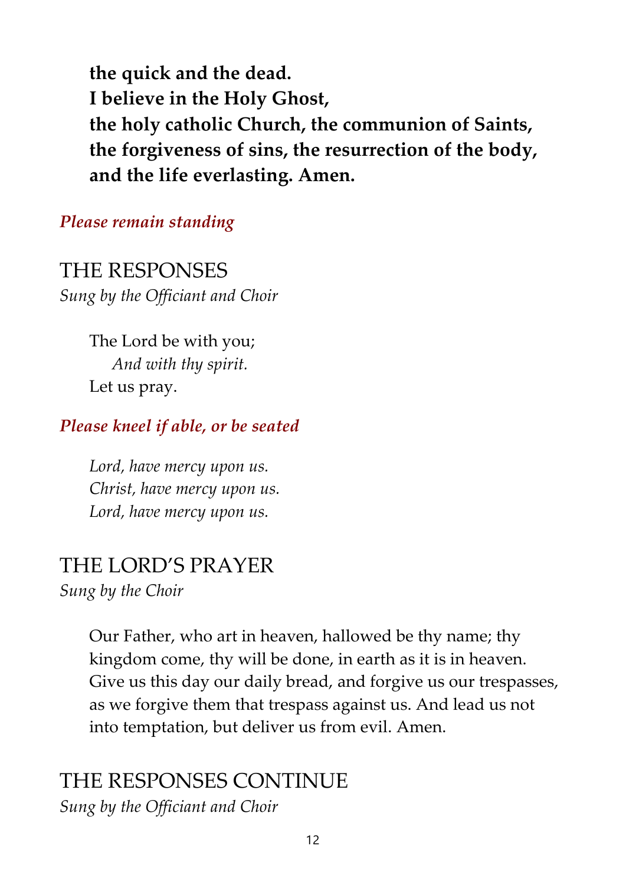**the quick and the dead.**
**I believe in the Holy Ghost,**
**the holy catholic Church, the communion of Saints,**
**the forgiveness of sins, the resurrection of the body,**
**and the life everlasting. Amen.**

***Please remain standing***

## THE RESPONSES

*Sung by the Officiant and Choir*

The Lord be with you;
*And with thy spirit.*
Let us pray.

***Please kneel if able, or be seated***

*Lord, have mercy upon us.*
*Christ, have mercy upon us.*
*Lord, have mercy upon us.*

## THE LORD'S PRAYER

*Sung by the Choir*

Our Father, who art in heaven, hallowed be thy name; thy kingdom come, thy will be done, in earth as it is in heaven. Give us this day our daily bread, and forgive us our trespasses, as we forgive them that trespass against us. And lead us not into temptation, but deliver us from evil. Amen.

## THE RESPONSES CONTINUE

*Sung by the Officiant and Choir*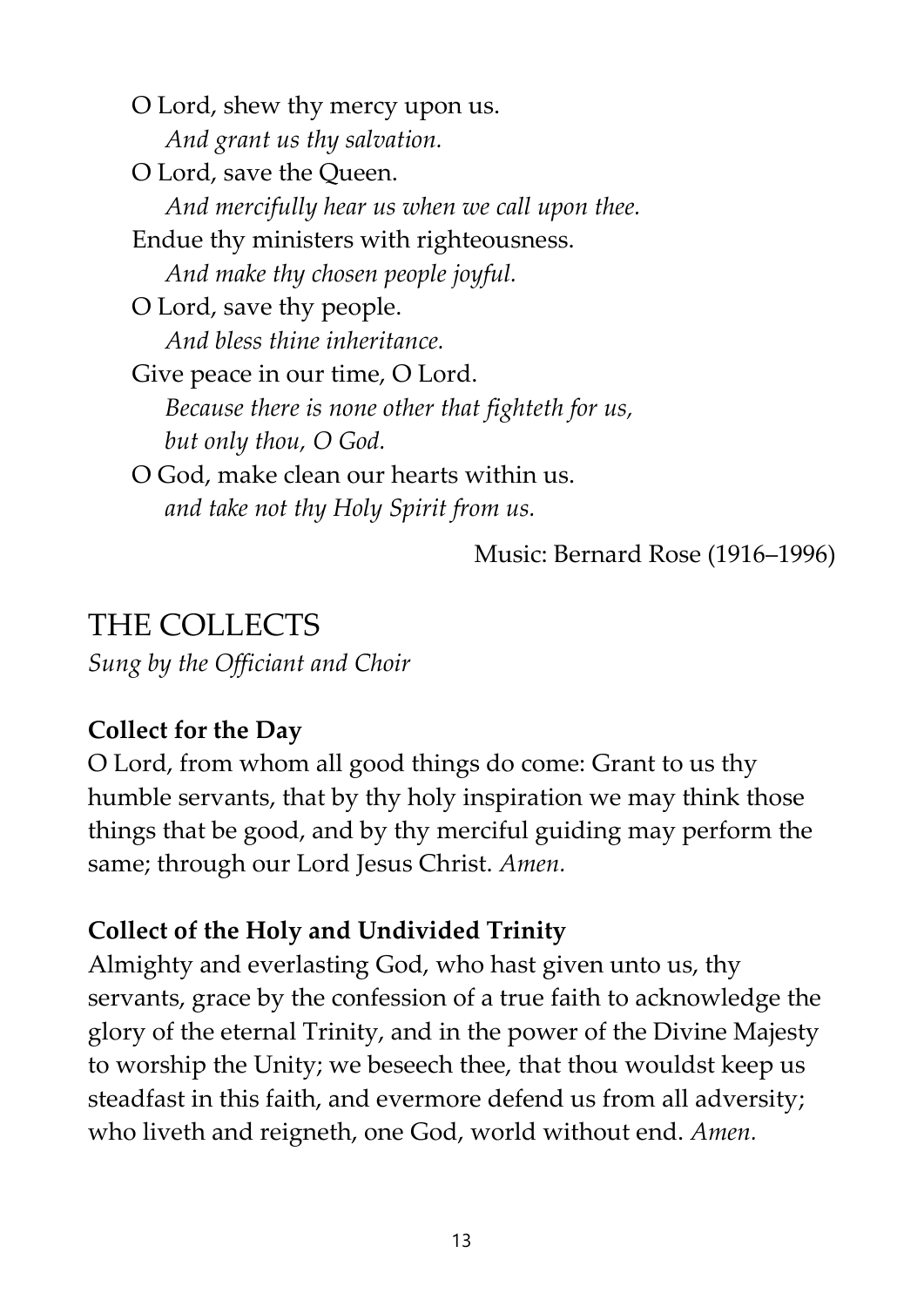O Lord, shew thy mercy upon us.
*And grant us thy salvation.*

O Lord, save the Queen.
*And mercifully hear us when we call upon thee.*

Endue thy ministers with righteousness.
*And make thy chosen people joyful.*

O Lord, save thy people.
*And bless thine inheritance.*

Give peace in our time, O Lord.
*Because there is none other that fighteth for us,*
*but only thou, O God.*

O God, make clean our hearts within us.
*and take not thy Holy Spirit from us.*

Music: Bernard Rose (1916–1996)

# THE COLLECTS

*Sung by the Officiant and Choir*

**Collect for the Day**

O Lord, from whom all good things do come: Grant to us thy humble servants, that by thy holy inspiration we may think those things that be good, and by thy merciful guiding may perform the same; through our Lord Jesus Christ. *Amen.*

**Collect of the Holy and Undivided Trinity**

Almighty and everlasting God, who hast given unto us, thy servants, grace by the confession of a true faith to acknowledge the glory of the eternal Trinity, and in the power of the Divine Majesty to worship the Unity; we beseech thee, that thou wouldst keep us steadfast in this faith, and evermore defend us from all adversity; who liveth and reigneth, one God, world without end. *Amen.*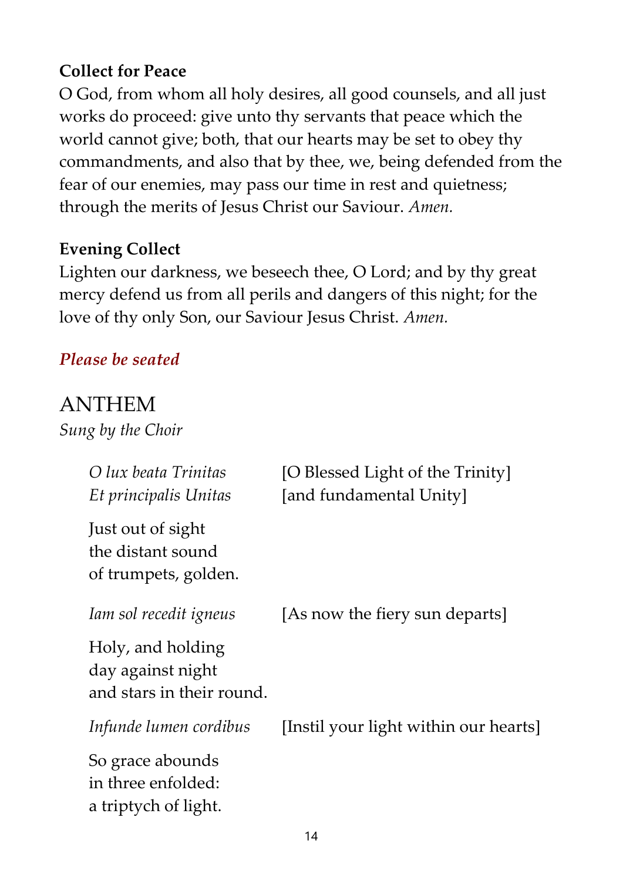**Collect for Peace**

O God, from whom all holy desires, all good counsels, and all just works do proceed: give unto thy servants that peace which the world cannot give; both, that our hearts may be set to obey thy commandments, and also that by thee, we, being defended from the fear of our enemies, may pass our time in rest and quietness; through the merits of Jesus Christ our Saviour. *Amen.*

**Evening Collect**

Lighten our darkness, we beseech thee, O Lord; and by thy great mercy defend us from all perils and dangers of this night; for the love of thy only Son, our Saviour Jesus Christ. *Amen.*

***Please be seated***

# ANTHEM

*Sung by the Choir*

| | |
|---|---|
| *O lux beata Trinitas* | [O Blessed Light of the Trinity] |
| *Et principalis Unitas* | [and fundamental Unity] |

Just out of sight
the distant sound
of trumpets, golden.

| | |
|---|---|
| *Iam sol recedit igneus* | [As now the fiery sun departs] |

Holy, and holding
day against night
and stars in their round.

| | |
|---|---|
| *Infunde lumen cordibus* | [Instil your light within our hearts] |

So grace abounds
in three enfolded:
a triptych of light.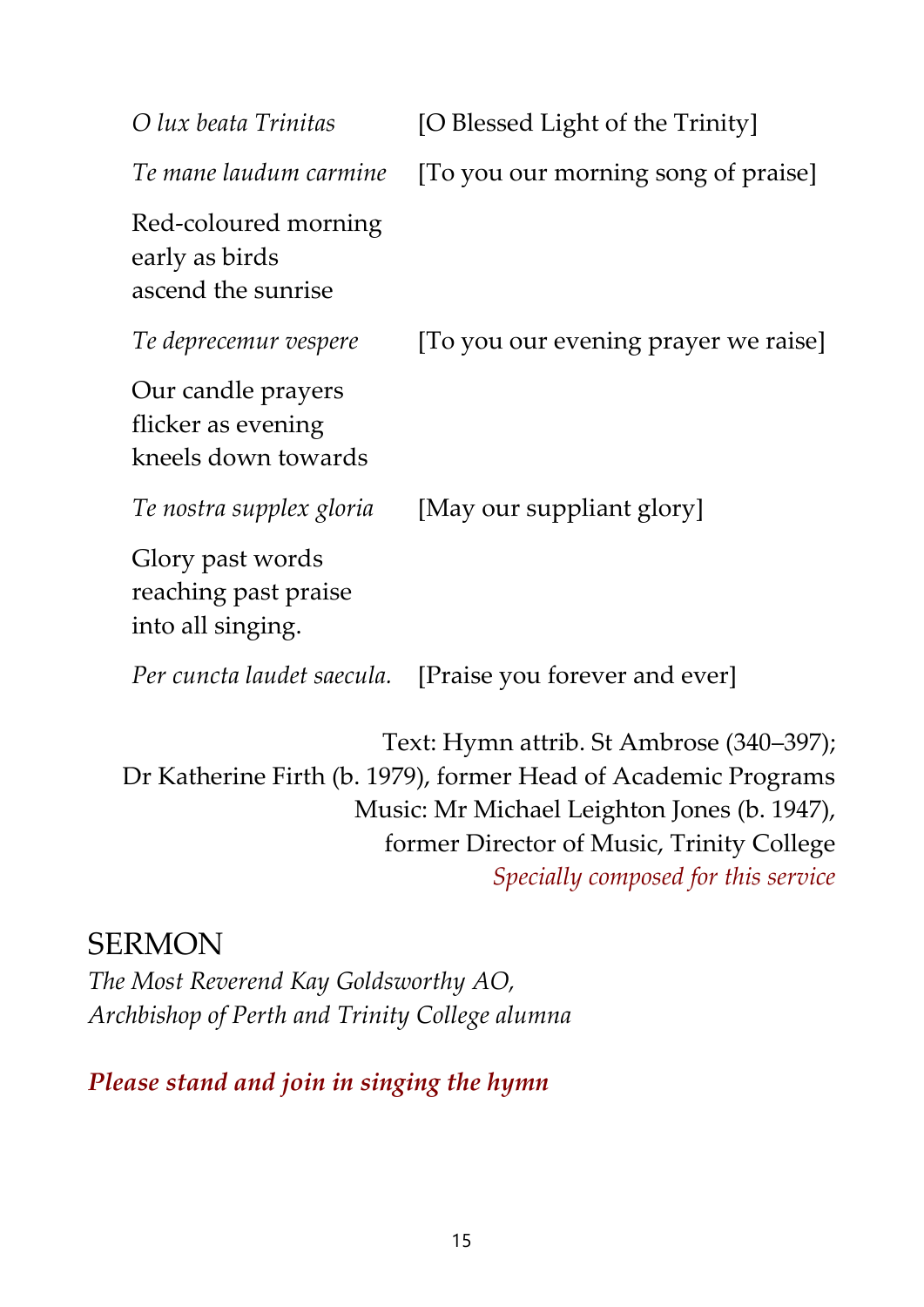| | |
|---|---|
| *O lux beata Trinitas* | [O Blessed Light of the Trinity] |
| *Te mane laudum carmine* | [To you our morning song of praise] |

Red-coloured morning
early as birds
ascend the sunrise

| | |
|---|---|
| *Te deprecemur vespere* | [To you our evening prayer we raise] |

Our candle prayers
flicker as evening
kneels down towards

| | |
|---|---|
| *Te nostra supplex gloria* | [May our suppliant glory] |

Glory past words
reaching past praise
into all singing.

| | |
|---|---|
| *Per cuncta laudet saecula.* | [Praise you forever and ever] |

Text: Hymn attrib. St Ambrose (340–397);
Dr Katherine Firth (b. 1979), former Head of Academic Programs
Music: Mr Michael Leighton Jones (b. 1947),
former Director of Music, Trinity College
*Specially composed for this service*

## SERMON

*The Most Reverend Kay Goldsworthy AO,*
*Archbishop of Perth and Trinity College alumna*

***Please stand and join in singing the hymn***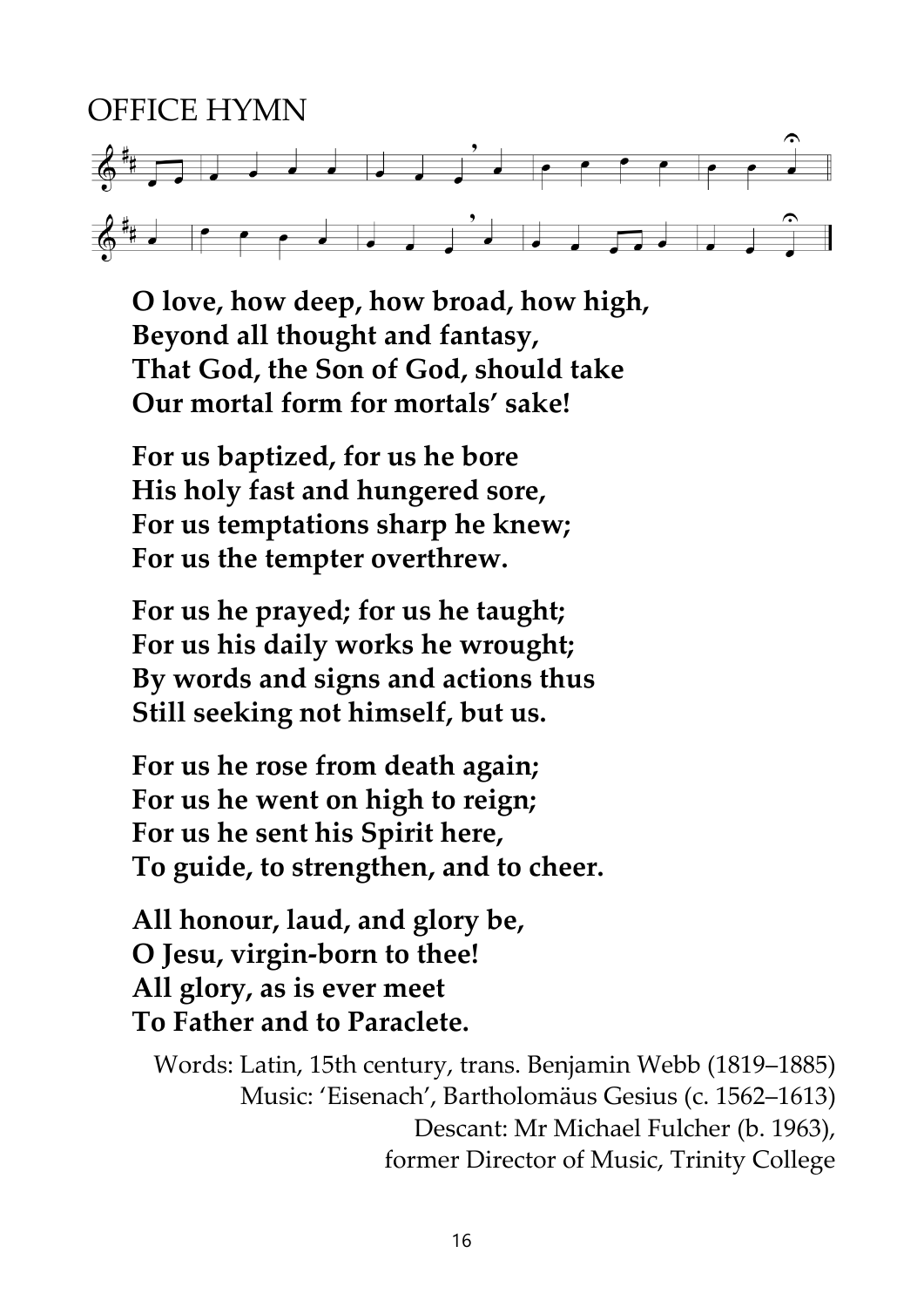## OFFICE HYMN

**O love, how deep, how broad, how high,**
**Beyond all thought and fantasy,**
**That God, the Son of God, should take**
**Our mortal form for mortals' sake!**

**For us baptized, for us he bore**
**His holy fast and hungered sore,**
**For us temptations sharp he knew;**
**For us the tempter overthrew.**

**For us he prayed; for us he taught;**
**For us his daily works he wrought;**
**By words and signs and actions thus**
**Still seeking not himself, but us.**

**For us he rose from death again;**
**For us he went on high to reign;**
**For us he sent his Spirit here,**
**To guide, to strengthen, and to cheer.**

**All honour, laud, and glory be,**
**O Jesu, virgin-born to thee!**
**All glory, as is ever meet**
**To Father and to Paraclete.**

Words: Latin, 15th century, trans. Benjamin Webb (1819–1885)
Music: 'Eisenach', Bartholomäus Gesius (c. 1562–1613)
Descant: Mr Michael Fulcher (b. 1963),
former Director of Music, Trinity College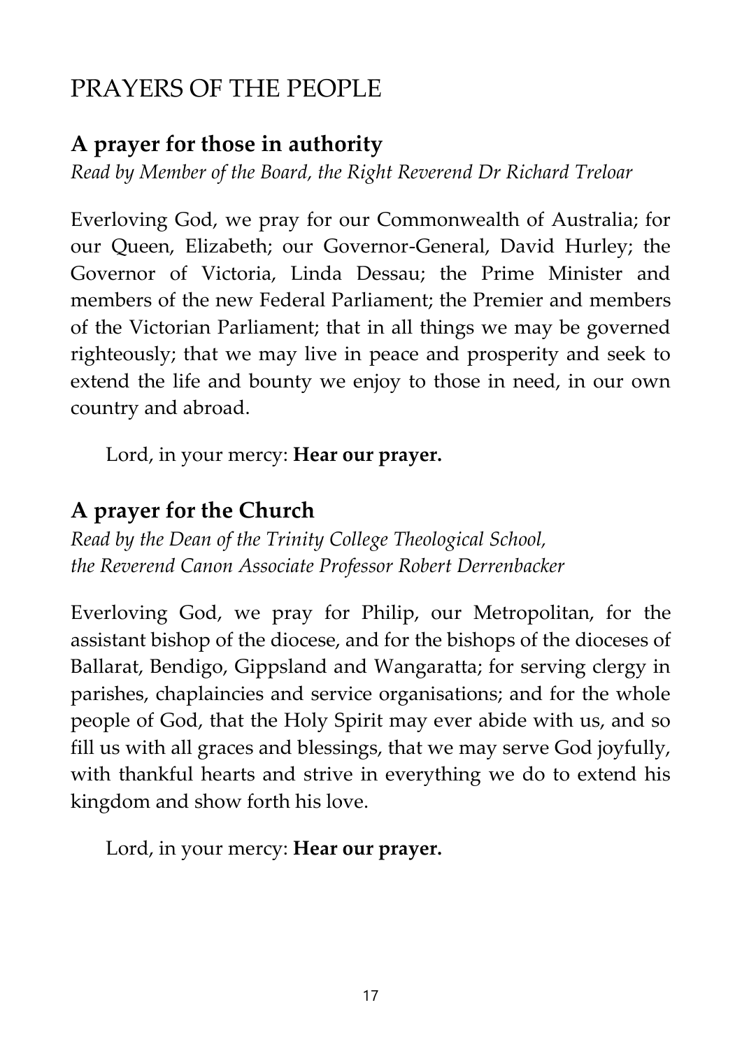# PRAYERS OF THE PEOPLE

## A prayer for those in authority

*Read by Member of the Board, the Right Reverend Dr Richard Treloar*

Everloving God, we pray for our Commonwealth of Australia; for our Queen, Elizabeth; our Governor-General, David Hurley; the Governor of Victoria, Linda Dessau; the Prime Minister and members of the new Federal Parliament; the Premier and members of the Victorian Parliament; that in all things we may be governed righteously; that we may live in peace and prosperity and seek to extend the life and bounty we enjoy to those in need, in our own country and abroad.

Lord, in your mercy: **Hear our prayer.**

## A prayer for the Church

*Read by the Dean of the Trinity College Theological School, the Reverend Canon Associate Professor Robert Derrenbacker*

Everloving God, we pray for Philip, our Metropolitan, for the assistant bishop of the diocese, and for the bishops of the dioceses of Ballarat, Bendigo, Gippsland and Wangaratta; for serving clergy in parishes, chaplaincies and service organisations; and for the whole people of God, that the Holy Spirit may ever abide with us, and so fill us with all graces and blessings, that we may serve God joyfully, with thankful hearts and strive in everything we do to extend his kingdom and show forth his love.

Lord, in your mercy: **Hear our prayer.**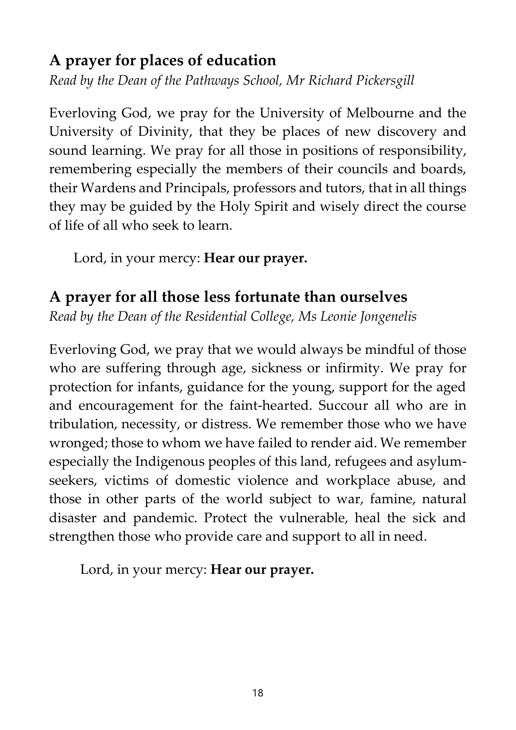## A prayer for places of education

*Read by the Dean of the Pathways School, Mr Richard Pickersgill*

Everloving God, we pray for the University of Melbourne and the University of Divinity, that they be places of new discovery and sound learning. We pray for all those in positions of responsibility, remembering especially the members of their councils and boards, their Wardens and Principals, professors and tutors, that in all things they may be guided by the Holy Spirit and wisely direct the course of life of all who seek to learn.

Lord, in your mercy: **Hear our prayer.**

## A prayer for all those less fortunate than ourselves

*Read by the Dean of the Residential College, Ms Leonie Jongenelis*

Everloving God, we pray that we would always be mindful of those who are suffering through age, sickness or infirmity. We pray for protection for infants, guidance for the young, support for the aged and encouragement for the faint-hearted. Succour all who are in tribulation, necessity, or distress. We remember those who we have wronged; those to whom we have failed to render aid. We remember especially the Indigenous peoples of this land, refugees and asylum-seekers, victims of domestic violence and workplace abuse, and those in other parts of the world subject to war, famine, natural disaster and pandemic. Protect the vulnerable, heal the sick and strengthen those who provide care and support to all in need.

Lord, in your mercy: **Hear our prayer.**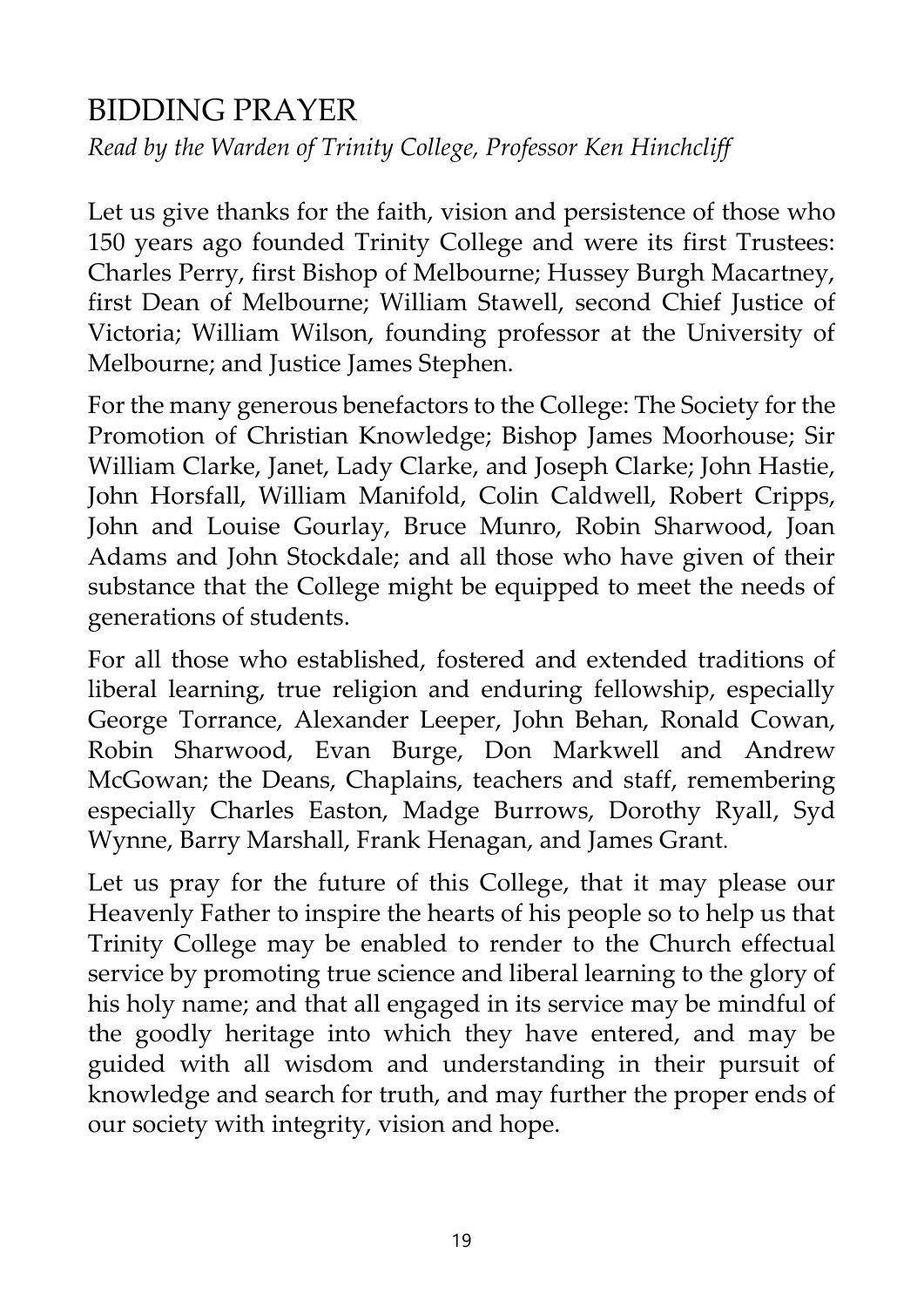# BIDDING PRAYER

*Read by the Warden of Trinity College, Professor Ken Hinchcliff*

Let us give thanks for the faith, vision and persistence of those who 150 years ago founded Trinity College and were its first Trustees: Charles Perry, first Bishop of Melbourne; Hussey Burgh Macartney, first Dean of Melbourne; William Stawell, second Chief Justice of Victoria; William Wilson, founding professor at the University of Melbourne; and Justice James Stephen.

For the many generous benefactors to the College: The Society for the Promotion of Christian Knowledge; Bishop James Moorhouse; Sir William Clarke, Janet, Lady Clarke, and Joseph Clarke; John Hastie, John Horsfall, William Manifold, Colin Caldwell, Robert Cripps, John and Louise Gourlay, Bruce Munro, Robin Sharwood, Joan Adams and John Stockdale; and all those who have given of their substance that the College might be equipped to meet the needs of generations of students.

For all those who established, fostered and extended traditions of liberal learning, true religion and enduring fellowship, especially George Torrance, Alexander Leeper, John Behan, Ronald Cowan, Robin Sharwood, Evan Burge, Don Markwell and Andrew McGowan; the Deans, Chaplains, teachers and staff, remembering especially Charles Easton, Madge Burrows, Dorothy Ryall, Syd Wynne, Barry Marshall, Frank Henagan, and James Grant.

Let us pray for the future of this College, that it may please our Heavenly Father to inspire the hearts of his people so to help us that Trinity College may be enabled to render to the Church effectual service by promoting true science and liberal learning to the glory of his holy name; and that all engaged in its service may be mindful of the goodly heritage into which they have entered, and may be guided with all wisdom and understanding in their pursuit of knowledge and search for truth, and may further the proper ends of our society with integrity, vision and hope.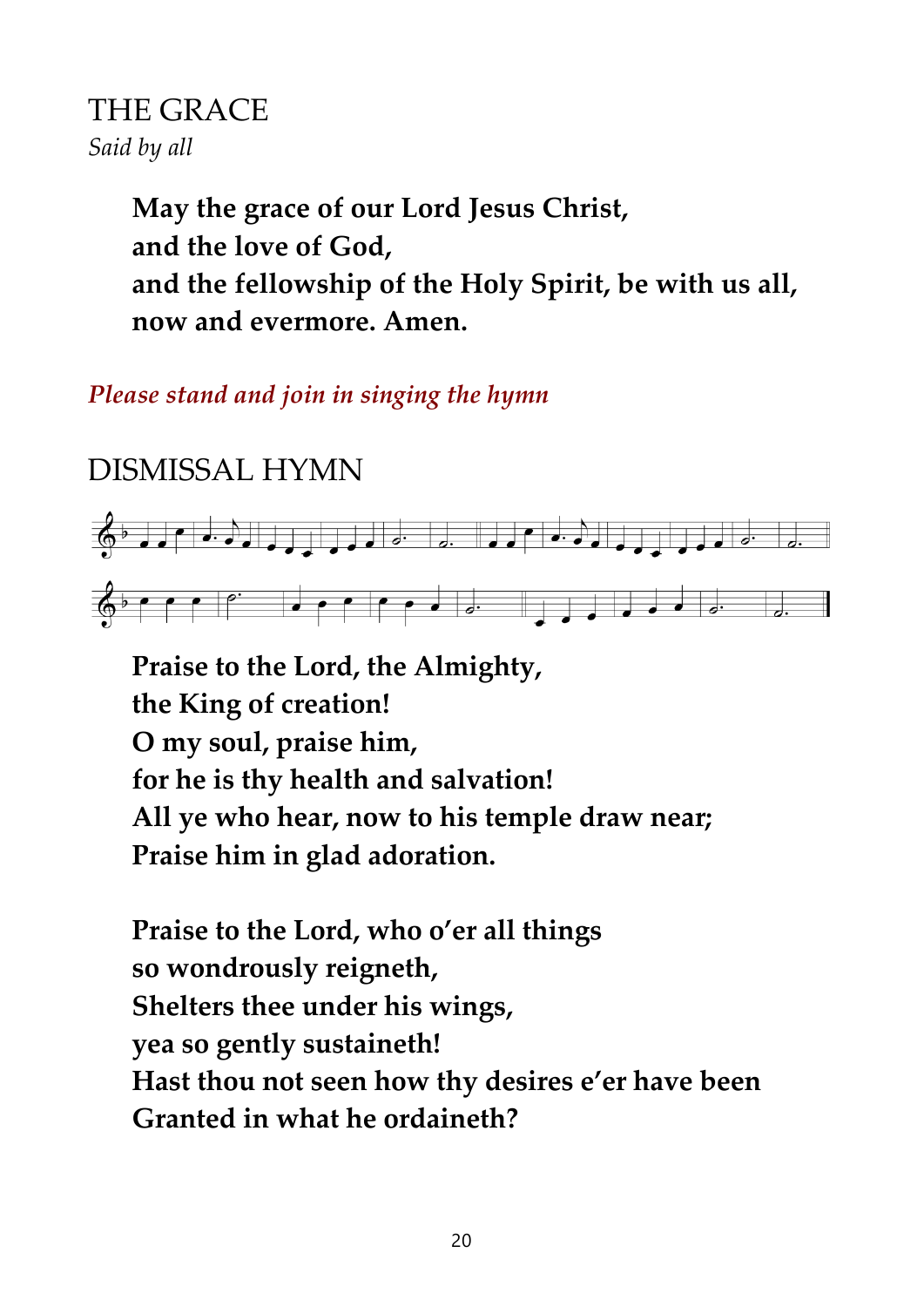## THE GRACE

*Said by all*

**May the grace of our Lord Jesus Christ,**
**and the love of God,**
**and the fellowship of the Holy Spirit, be with us all,**
**now and evermore. Amen.**

*Please stand and join in singing the hymn*

## DISMISSAL HYMN

**Praise to the Lord, the Almighty,**
**the King of creation!**
**O my soul, praise him,**
**for he is thy health and salvation!**
**All ye who hear, now to his temple draw near;**
**Praise him in glad adoration.**

**Praise to the Lord, who o'er all things**
**so wondrously reigneth,**
**Shelters thee under his wings,**
**yea so gently sustaineth!**
**Hast thou not seen how thy desires e'er have been**
**Granted in what he ordaineth?**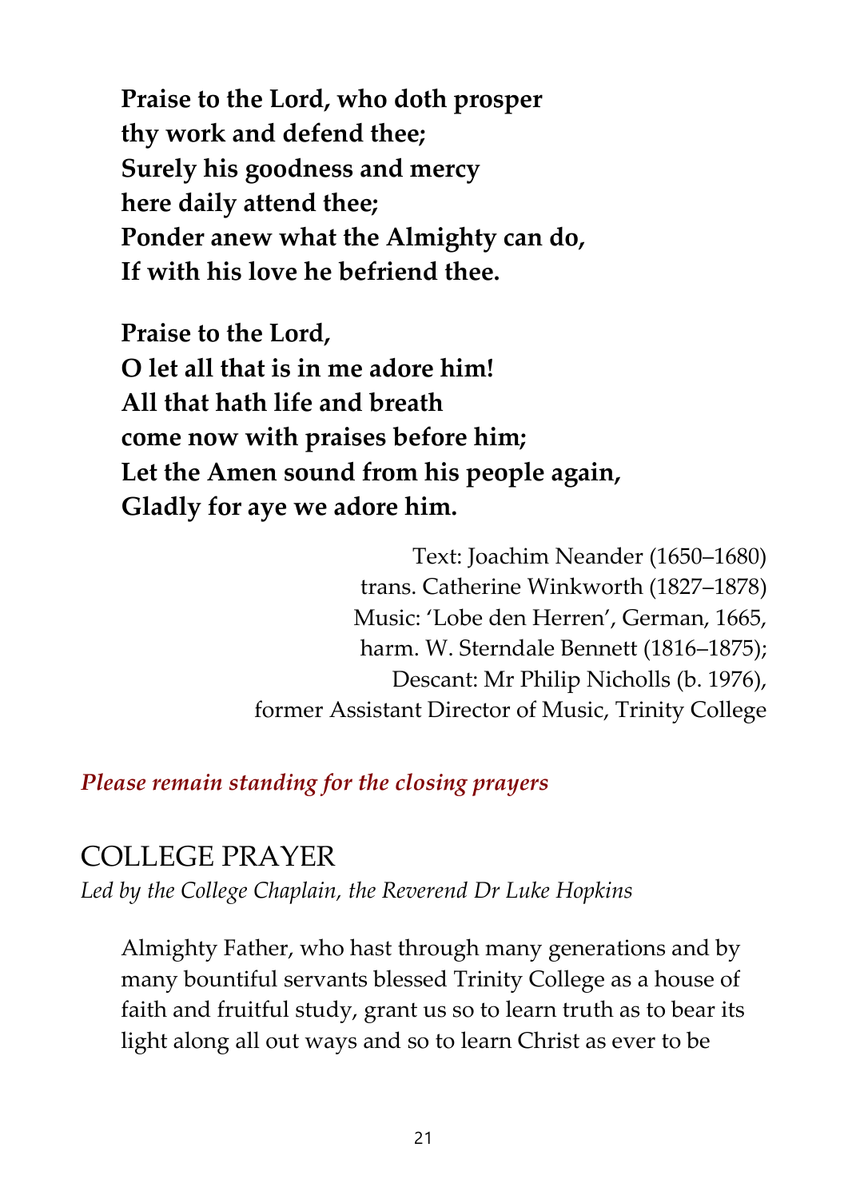**Praise to the Lord, who doth prosper**
**thy work and defend thee;**
**Surely his goodness and mercy**
**here daily attend thee;**
**Ponder anew what the Almighty can do,**
**If with his love he befriend thee.**

**Praise to the Lord,**
**O let all that is in me adore him!**
**All that hath life and breath**
**come now with praises before him;**
**Let the Amen sound from his people again,**
**Gladly for aye we adore him.**

Text: Joachim Neander (1650–1680)
trans. Catherine Winkworth (1827–1878)
Music: 'Lobe den Herren', German, 1665,
harm. W. Sterndale Bennett (1816–1875);
Descant: Mr Philip Nicholls (b. 1976),
former Assistant Director of Music, Trinity College

***Please remain standing for the closing prayers***

## COLLEGE PRAYER

*Led by the College Chaplain, the Reverend Dr Luke Hopkins*

Almighty Father, who hast through many generations and by many bountiful servants blessed Trinity College as a house of faith and fruitful study, grant us so to learn truth as to bear its light along all out ways and so to learn Christ as ever to be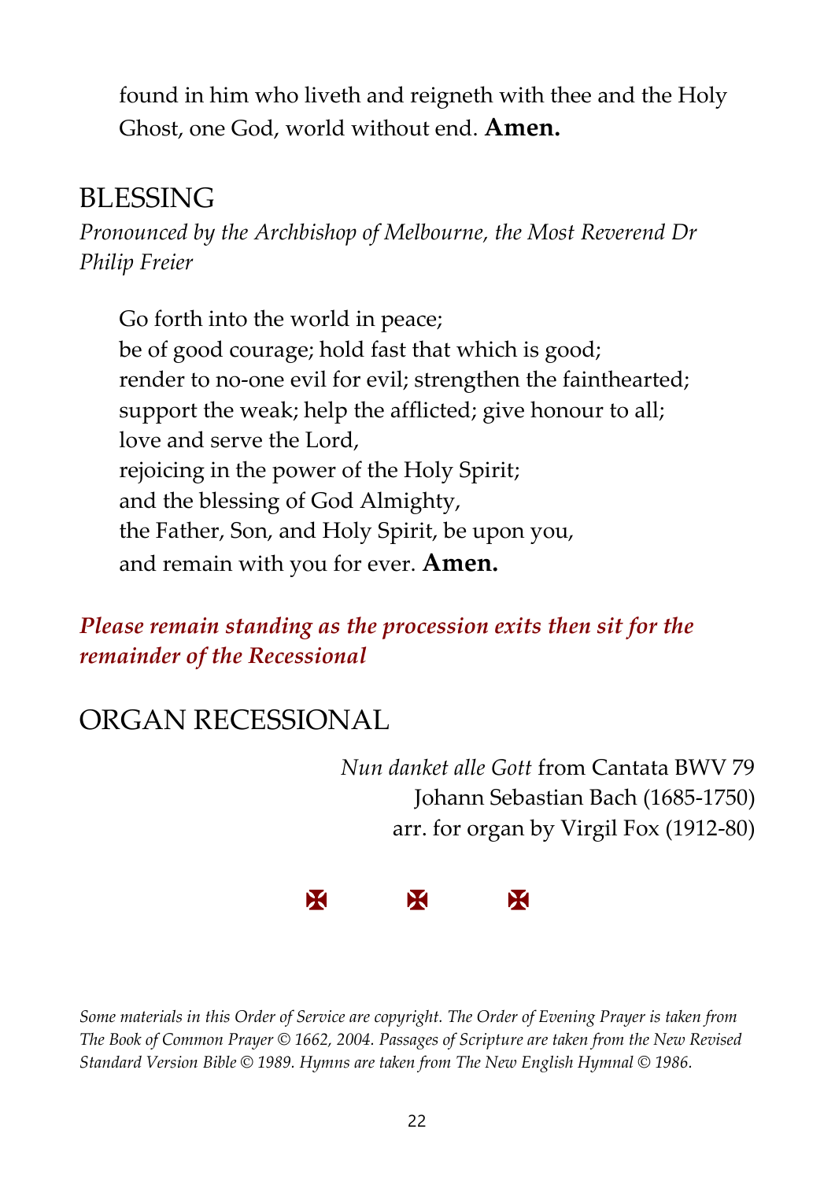found in him who liveth and reigneth with thee and the Holy Ghost, one God, world without end. **Amen.**

## BLESSING

*Pronounced by the Archbishop of Melbourne, the Most Reverend Dr Philip Freier*

Go forth into the world in peace;
be of good courage; hold fast that which is good;
render to no-one evil for evil; strengthen the fainthearted;
support the weak; help the afflicted; give honour to all;
love and serve the Lord,
rejoicing in the power of the Holy Spirit;
and the blessing of God Almighty,
the Father, Son, and Holy Spirit, be upon you,
and remain with you for ever. **Amen.**

***Please remain standing as the procession exits then sit for the remainder of the Recessional***

## ORGAN RECESSIONAL

*Nun danket alle Gott* from Cantata BWV 79
Johann Sebastian Bach (1685-1750)
arr. for organ by Virgil Fox (1912-80)

✠ ✠ ✠

*Some materials in this Order of Service are copyright. The Order of Evening Prayer is taken from The Book of Common Prayer © 1662, 2004. Passages of Scripture are taken from the New Revised Standard Version Bible © 1989. Hymns are taken from The New English Hymnal © 1986.*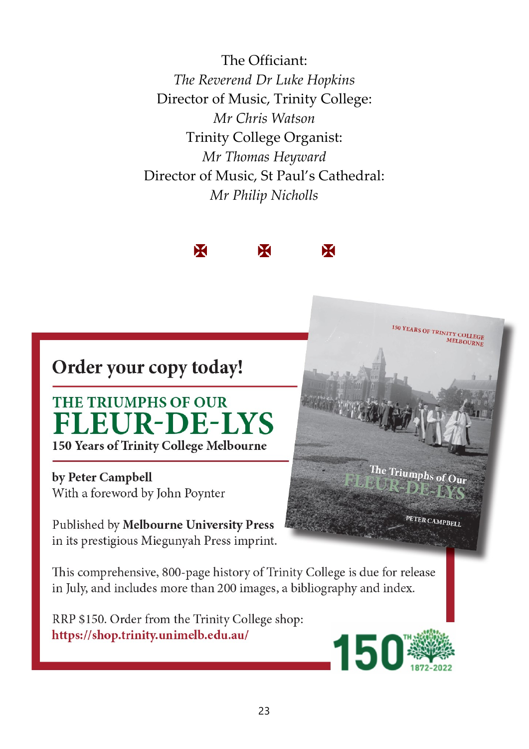The Officiant:
*The Reverend Dr Luke Hopkins*
Director of Music, Trinity College:
*Mr Chris Watson*
Trinity College Organist:
*Mr Thomas Heyward*
Director of Music, St Paul's Cathedral:
*Mr Philip Nicholls*

## Order your copy today!

### THE TRIUMPHS OF OUR FLEUR-DE-LYS

**150 Years of Trinity College Melbourne**

**by Peter Campbell**
With a foreword by John Poynter

Published by **Melbourne University Press** in its prestigious Miegunyah Press imprint.

This comprehensive, 800-page history of Trinity College is due for release in July, and includes more than 200 images, a bibliography and index.

RRP $150. Order from the Trinity College shop:
**https://shop.trinity.unimelb.edu.au/**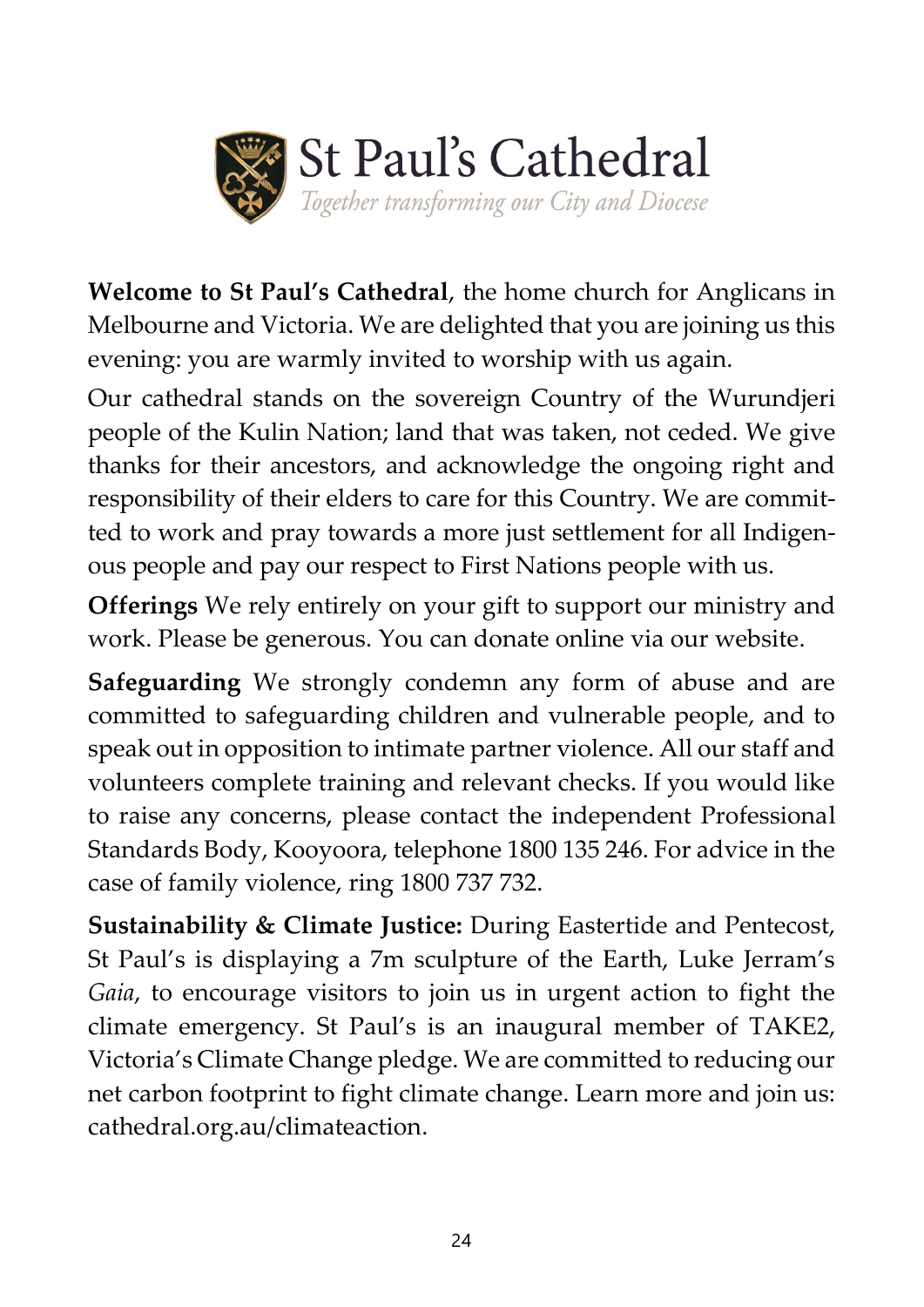# St Paul's Cathedral

*Together transforming our City and Diocese*

**Welcome to St Paul's Cathedral**, the home church for Anglicans in Melbourne and Victoria. We are delighted that you are joining us this evening: you are warmly invited to worship with us again.

Our cathedral stands on the sovereign Country of the Wurundjeri people of the Kulin Nation; land that was taken, not ceded. We give thanks for their ancestors, and acknowledge the ongoing right and responsibility of their elders to care for this Country. We are committed to work and pray towards a more just settlement for all Indigenous people and pay our respect to First Nations people with us.

**Offerings** We rely entirely on your gift to support our ministry and work. Please be generous. You can donate online via our website.

**Safeguarding** We strongly condemn any form of abuse and are committed to safeguarding children and vulnerable people, and to speak out in opposition to intimate partner violence. All our staff and volunteers complete training and relevant checks. If you would like to raise any concerns, please contact the independent Professional Standards Body, Kooyoora, telephone 1800 135 246. For advice in the case of family violence, ring 1800 737 732.

**Sustainability & Climate Justice:** During Eastertide and Pentecost, St Paul's is displaying a 7m sculpture of the Earth, Luke Jerram's *Gaia*, to encourage visitors to join us in urgent action to fight the climate emergency. St Paul's is an inaugural member of TAKE2, Victoria's Climate Change pledge. We are committed to reducing our net carbon footprint to fight climate change. Learn more and join us: cathedral.org.au/climateaction.